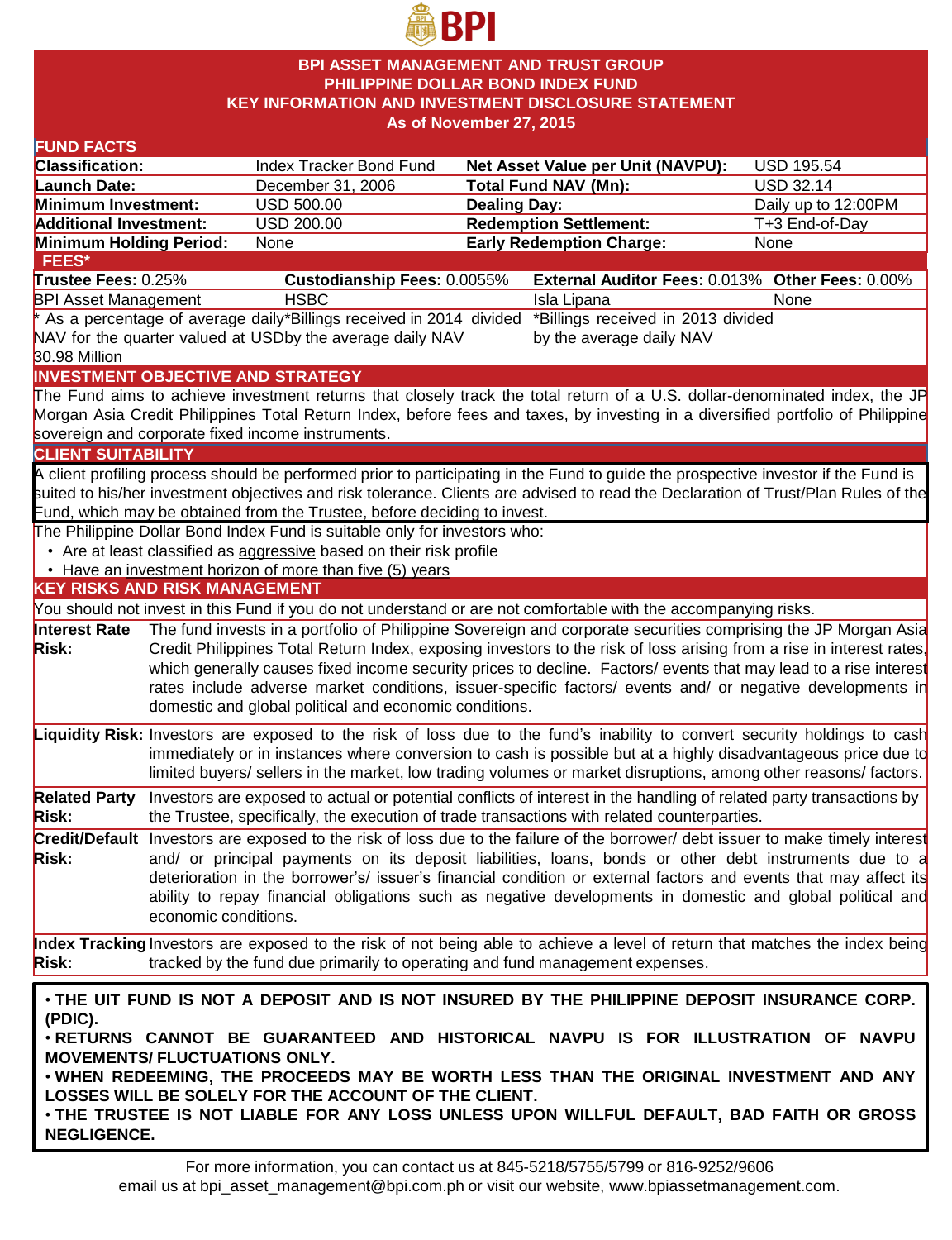# BPI ASSET MANAGEMENT AND TRUST GROUP
## PHILIPPINE DOLLAR BOND INDEX FUND
## KEY INFORMATION AND INVESTMENT DISCLOSURE STATEMENT
### As of November 27, 2015

## FUND FACTS

| | | | |
|---|---|---|---|
| **Classification:** | Index Tracker Bond Fund | **Net Asset Value per Unit (NAVPU):** | USD 195.54 |
| **Launch Date:** | December 31, 2006 | **Total Fund NAV (Mn):** | USD 32.14 |
| **Minimum Investment:** | USD 500.00 | **Dealing Day:** | Daily up to 12:00PM |
| **Additional Investment:** | USD 200.00 | **Redemption Settlement:** | T+3 End-of-Day |
| **Minimum Holding Period:** | None | **Early Redemption Charge:** | None |

## FEES*

| **Trustee Fees:** 0.25% | **Custodianship Fees:** 0.0055% | **External Auditor Fees:** 0.013% | **Other Fees:** 0.00% |
|---|---|---|---|
| BPI Asset Management | HSBC | Isla Lipana | None |
| * As a percentage of average daily NAV for the quarter valued at USD 30.98 Million | *Billings received in 2014 divided by the average daily NAV | *Billings received in 2013 divided by the average daily NAV | |

## INVESTMENT OBJECTIVE AND STRATEGY

The Fund aims to achieve investment returns that closely track the total return of a U.S. dollar-denominated index, the JP Morgan Asia Credit Philippines Total Return Index, before fees and taxes, by investing in a diversified portfolio of Philippine sovereign and corporate fixed income instruments.

## CLIENT SUITABILITY

A client profiling process should be performed prior to participating in the Fund to guide the prospective investor if the Fund is suited to his/her investment objectives and risk tolerance. Clients are advised to read the Declaration of Trust/Plan Rules of the Fund, which may be obtained from the Trustee, before deciding to invest.

The Philippine Dollar Bond Index Fund is suitable only for investors who:

- Are at least classified as aggressive based on their risk profile
- Have an investment horizon of more than five (5) years

## KEY RISKS AND RISK MANAGEMENT

You should not invest in this Fund if you do not understand or are not comfortable with the accompanying risks.

**Interest Rate Risk:** The fund invests in a portfolio of Philippine Sovereign and corporate securities comprising the JP Morgan Asia Credit Philippines Total Return Index, exposing investors to the risk of loss arising from a rise in interest rates, which generally causes fixed income security prices to decline. Factors/ events that may lead to a rise interest rates include adverse market conditions, issuer-specific factors/ events and/ or negative developments in domestic and global political and economic conditions.

**Liquidity Risk:** Investors are exposed to the risk of loss due to the fund's inability to convert security holdings to cash immediately or in instances where conversion to cash is possible but at a highly disadvantageous price due to limited buyers/ sellers in the market, low trading volumes or market disruptions, among other reasons/ factors.

**Related Party Risk:** Investors are exposed to actual or potential conflicts of interest in the handling of related party transactions by the Trustee, specifically, the execution of trade transactions with related counterparties.

**Credit/Default Risk:** Investors are exposed to the risk of loss due to the failure of the borrower/ debt issuer to make timely interest and/ or principal payments on its deposit liabilities, loans, bonds or other debt instruments due to a deterioration in the borrower's/ issuer's financial condition or external factors and events that may affect its ability to repay financial obligations such as negative developments in domestic and global political and economic conditions.

**Index Tracking Risk:** Investors are exposed to the risk of not being able to achieve a level of return that matches the index being tracked by the fund due primarily to operating and fund management expenses.

- **THE UIT FUND IS NOT A DEPOSIT AND IS NOT INSURED BY THE PHILIPPINE DEPOSIT INSURANCE CORP. (PDIC).**
- **RETURNS CANNOT BE GUARANTEED AND HISTORICAL NAVPU IS FOR ILLUSTRATION OF NAVPU MOVEMENTS/ FLUCTUATIONS ONLY.**
- **WHEN REDEEMING, THE PROCEEDS MAY BE WORTH LESS THAN THE ORIGINAL INVESTMENT AND ANY LOSSES WILL BE SOLELY FOR THE ACCOUNT OF THE CLIENT.**
- **THE TRUSTEE IS NOT LIABLE FOR ANY LOSS UNLESS UPON WILLFUL DEFAULT, BAD FAITH OR GROSS NEGLIGENCE.**

For more information, you can contact us at 845-5218/5755/5799 or 816-9252/9606
email us at bpi_asset_management@bpi.com.ph or visit our website, www.bpiassetmanagement.com.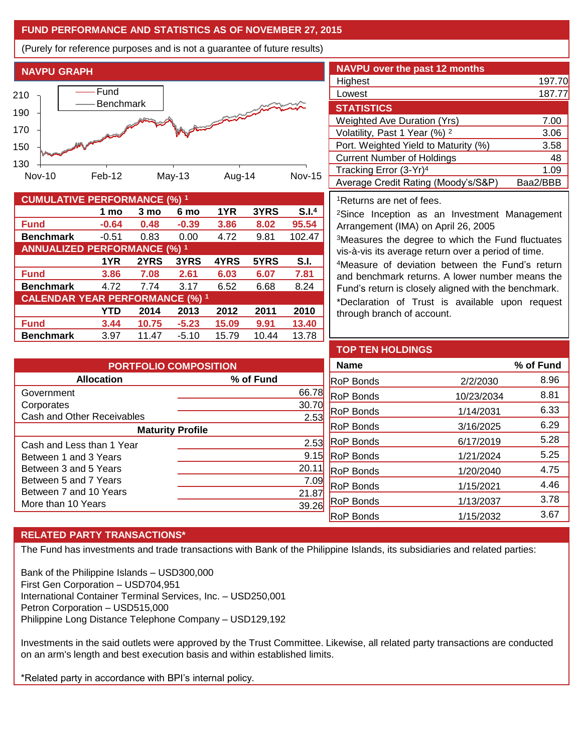## FUND PERFORMANCE AND STATISTICS AS OF NOVEMBER 27, 2015

(Purely for reference purposes and is not a guarantee of future results)

### NAVPU GRAPH

### NAVPU over the past 12 months

| | |
|---|---|
| Highest | 197.70 |
| Lowest | 187.77 |

### STATISTICS

| | |
|---|---|
| Weighted Ave Duration (Yrs) | 7.00 |
| Volatility, Past 1 Year (%) [2] | 3.06 |
| Port. Weighted Yield to Maturity (%) | 3.58 |
| Current Number of Holdings | 48 |
| Tracking Error (3-Yr)[4] | 1.09 |
| Average Credit Rating (Moody's/S&P) | Baa2/BBB |

### CUMULATIVE PERFORMANCE (%) [1]

| | 1 mo | 3 mo | 6 mo | 1YR | 3YRS | S.I.[4] |
|---|---|---|---|---|---|---|
| **Fund** | -0.64 | 0.48 | -0.39 | 3.86 | 8.02 | 95.54 |
| **Benchmark** | -0.51 | 0.83 | 0.00 | 4.72 | 9.81 | 102.47 |

### ANNUALIZED PERFORMANCE (%) [1]

| | 1YR | 2YRS | 3YRS | 4YRS | 5YRS | S.I. |
|---|---|---|---|---|---|---|
| **Fund** | 3.86 | 7.08 | 2.61 | 6.03 | 6.07 | 7.81 |
| **Benchmark** | 4.72 | 7.74 | 3.17 | 6.52 | 6.68 | 8.24 |

### CALENDAR YEAR PERFORMANCE (%) [1]

| | YTD | 2014 | 2013 | 2012 | 2011 | 2010 |
|---|---|---|---|---|---|---|
| **Fund** | 3.44 | 10.75 | -5.23 | 15.09 | 9.91 | 13.40 |
| **Benchmark** | 3.97 | 11.47 | -5.10 | 15.79 | 10.44 | 13.78 |

[1]Returns are net of fees.

[2]Since Inception as an Investment Management Arrangement (IMA) on April 26, 2005

[3]Measures the degree to which the Fund fluctuates vis-à-vis its average return over a period of time.

[4]Measure of deviation between the Fund's return and benchmark returns. A lower number means the Fund's return is closely aligned with the benchmark.

*Declaration of Trust is available upon request through branch of account.

### PORTFOLIO COMPOSITION

| Allocation | % of Fund |
|---|---|
| Government | 66.78 |
| Corporates | 30.70 |
| Cash and Other Receivables | 2.53 |
| **Maturity Profile** | |
| Cash and Less than 1 Year | 2.53 |
| Between 1 and 3 Years | 9.15 |
| Between 3 and 5 Years | 20.11 |
| Between 5 and 7 Years | 7.09 |
| Between 7 and 10 Years | 21.87 |
| More than 10 Years | 39.26 |

### TOP TEN HOLDINGS

| Name | | % of Fund |
|---|---|---|
| RoP Bonds | 2/2/2030 | 8.96 |
| RoP Bonds | 10/23/2034 | 8.81 |
| RoP Bonds | 1/14/2031 | 6.33 |
| RoP Bonds | 3/16/2025 | 6.29 |
| RoP Bonds | 6/17/2019 | 5.28 |
| RoP Bonds | 1/21/2024 | 5.25 |
| RoP Bonds | 1/20/2040 | 4.75 |
| RoP Bonds | 1/15/2021 | 4.46 |
| RoP Bonds | 1/13/2037 | 3.78 |
| RoP Bonds | 1/15/2032 | 3.67 |

### RELATED PARTY TRANSACTIONS*

The Fund has investments and trade transactions with Bank of the Philippine Islands, its subsidiaries and related parties:

Bank of the Philippine Islands – USD300,000
First Gen Corporation – USD704,951
International Container Terminal Services, Inc. – USD250,001
Petron Corporation – USD515,000
Philippine Long Distance Telephone Company – USD129,192

Investments in the said outlets were approved by the Trust Committee. Likewise, all related party transactions are conducted on an arm's length and best execution basis and within established limits.

*Related party in accordance with BPI's internal policy.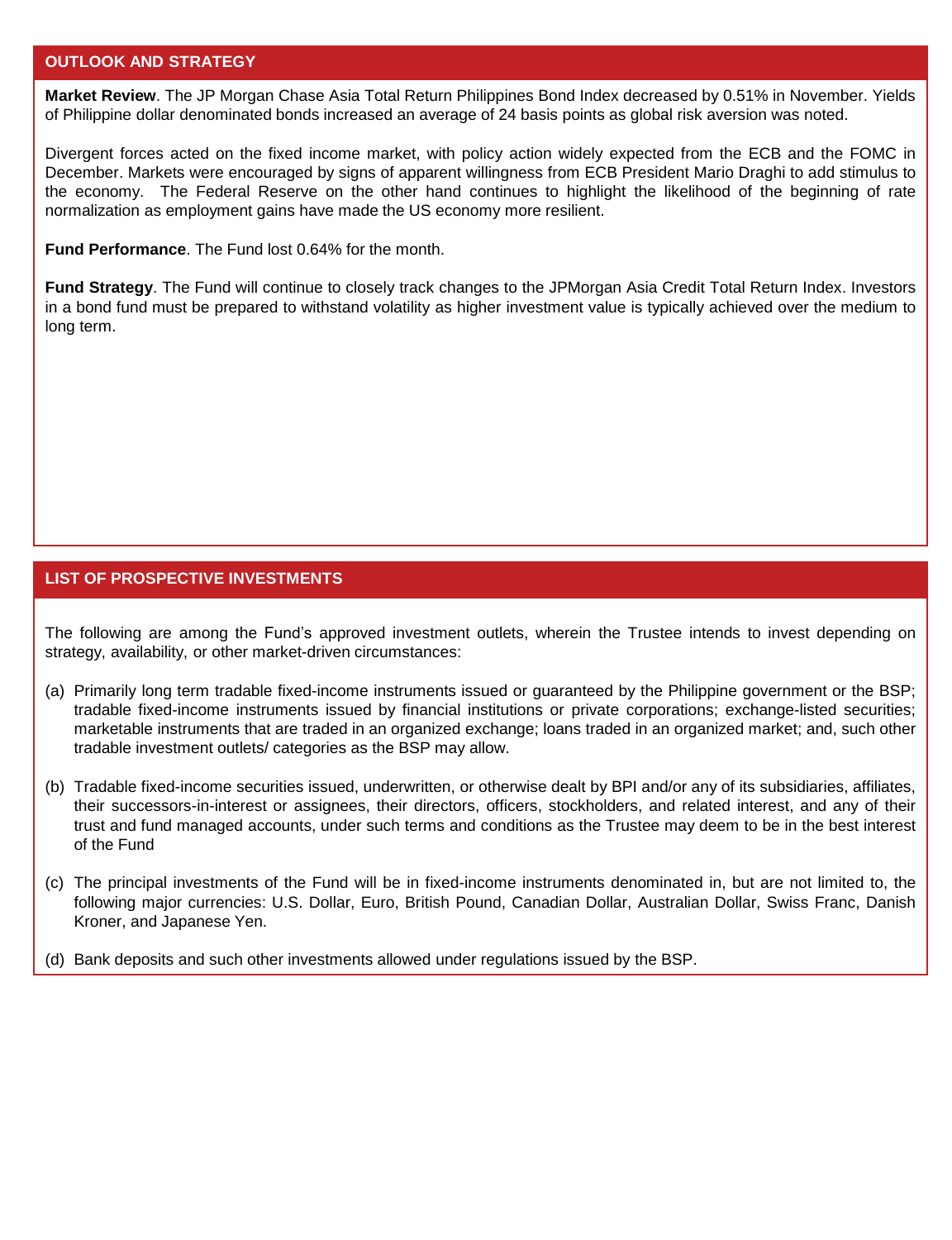## OUTLOOK AND STRATEGY

**Market Review**. The JP Morgan Chase Asia Total Return Philippines Bond Index decreased by 0.51% in November. Yields of Philippine dollar denominated bonds increased an average of 24 basis points as global risk aversion was noted.

Divergent forces acted on the fixed income market, with policy action widely expected from the ECB and the FOMC in December. Markets were encouraged by signs of apparent willingness from ECB President Mario Draghi to add stimulus to the economy. The Federal Reserve on the other hand continues to highlight the likelihood of the beginning of rate normalization as employment gains have made the US economy more resilient.

**Fund Performance**. The Fund lost 0.64% for the month.

**Fund Strategy**. The Fund will continue to closely track changes to the JPMorgan Asia Credit Total Return Index. Investors in a bond fund must be prepared to withstand volatility as higher investment value is typically achieved over the medium to long term.

## LIST OF PROSPECTIVE INVESTMENTS

The following are among the Fund's approved investment outlets, wherein the Trustee intends to invest depending on strategy, availability, or other market-driven circumstances:

(a) Primarily long term tradable fixed-income instruments issued or guaranteed by the Philippine government or the BSP; tradable fixed-income instruments issued by financial institutions or private corporations; exchange-listed securities; marketable instruments that are traded in an organized exchange; loans traded in an organized market; and, such other tradable investment outlets/ categories as the BSP may allow.

(b) Tradable fixed-income securities issued, underwritten, or otherwise dealt by BPI and/or any of its subsidiaries, affiliates, their successors-in-interest or assignees, their directors, officers, stockholders, and related interest, and any of their trust and fund managed accounts, under such terms and conditions as the Trustee may deem to be in the best interest of the Fund

(c) The principal investments of the Fund will be in fixed-income instruments denominated in, but are not limited to, the following major currencies: U.S. Dollar, Euro, British Pound, Canadian Dollar, Australian Dollar, Swiss Franc, Danish Kroner, and Japanese Yen.

(d) Bank deposits and such other investments allowed under regulations issued by the BSP.